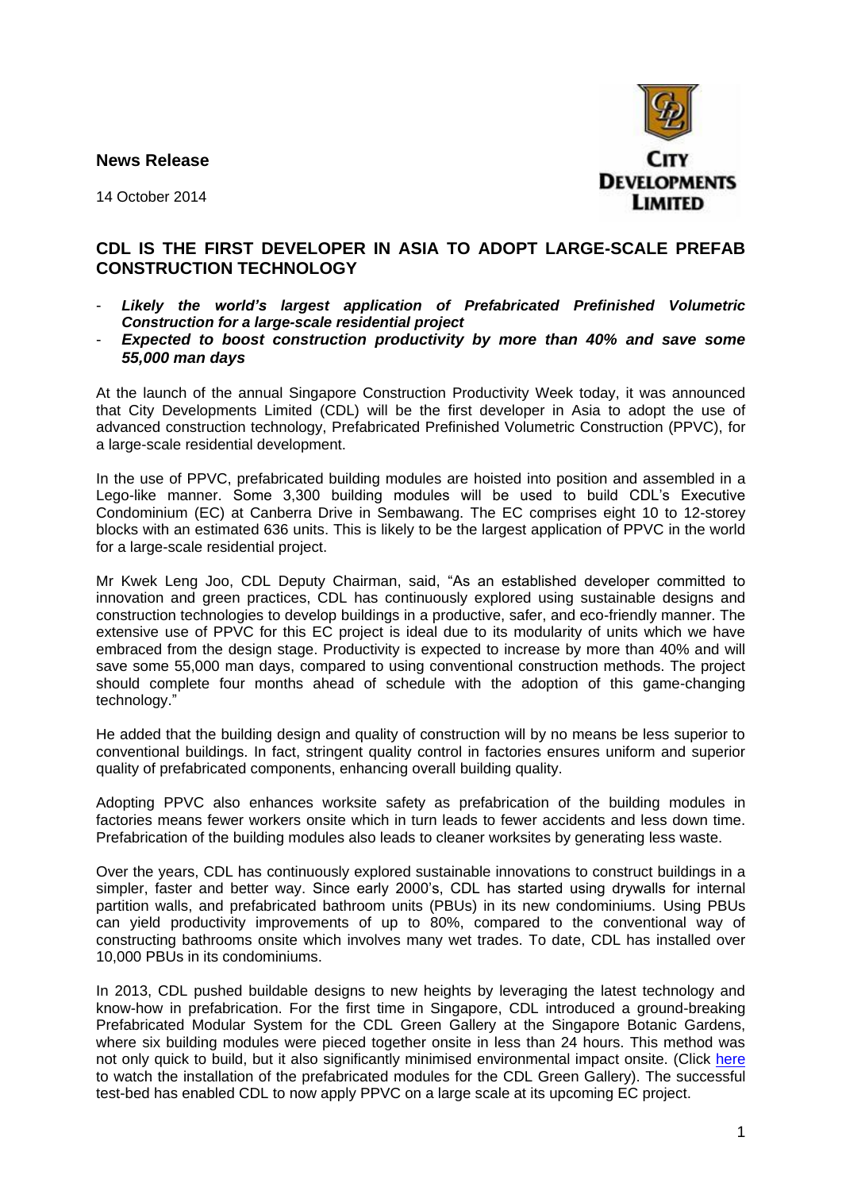**News Release**

14 October 2014

CITY DEVELOPMENTS LIMITED

## CDL IS THE FIRST DEVELOPER IN ASIA TO ADOPT LARGE-SCALE PREFAB CONSTRUCTION TECHNOLOGY

- ***Likely the world's largest application of Prefabricated Prefinished Volumetric Construction for a large-scale residential project***
- ***Expected to boost construction productivity by more than 40% and save some 55,000 man days***

At the launch of the annual Singapore Construction Productivity Week today, it was announced that City Developments Limited (CDL) will be the first developer in Asia to adopt the use of advanced construction technology, Prefabricated Prefinished Volumetric Construction (PPVC), for a large-scale residential development.

In the use of PPVC, prefabricated building modules are hoisted into position and assembled in a Lego-like manner. Some 3,300 building modules will be used to build CDL's Executive Condominium (EC) at Canberra Drive in Sembawang. The EC comprises eight 10 to 12-storey blocks with an estimated 636 units. This is likely to be the largest application of PPVC in the world for a large-scale residential project.

Mr Kwek Leng Joo, CDL Deputy Chairman, said, "As an established developer committed to innovation and green practices, CDL has continuously explored using sustainable designs and construction technologies to develop buildings in a productive, safer, and eco-friendly manner. The extensive use of PPVC for this EC project is ideal due to its modularity of units which we have embraced from the design stage. Productivity is expected to increase by more than 40% and will save some 55,000 man days, compared to using conventional construction methods. The project should complete four months ahead of schedule with the adoption of this game-changing technology."

He added that the building design and quality of construction will by no means be less superior to conventional buildings. In fact, stringent quality control in factories ensures uniform and superior quality of prefabricated components, enhancing overall building quality.

Adopting PPVC also enhances worksite safety as prefabrication of the building modules in factories means fewer workers onsite which in turn leads to fewer accidents and less down time. Prefabrication of the building modules also leads to cleaner worksites by generating less waste.

Over the years, CDL has continuously explored sustainable innovations to construct buildings in a simpler, faster and better way. Since early 2000's, CDL has started using drywalls for internal partition walls, and prefabricated bathroom units (PBUs) in its new condominiums. Using PBUs can yield productivity improvements of up to 80%, compared to the conventional way of constructing bathrooms onsite which involves many wet trades. To date, CDL has installed over 10,000 PBUs in its condominiums.

In 2013, CDL pushed buildable designs to new heights by leveraging the latest technology and know-how in prefabrication. For the first time in Singapore, CDL introduced a ground-breaking Prefabricated Modular System for the CDL Green Gallery at the Singapore Botanic Gardens, where six building modules were pieced together onsite in less than 24 hours. This method was not only quick to build, but it also significantly minimised environmental impact onsite. (Click here to watch the installation of the prefabricated modules for the CDL Green Gallery). The successful test-bed has enabled CDL to now apply PPVC on a large scale at its upcoming EC project.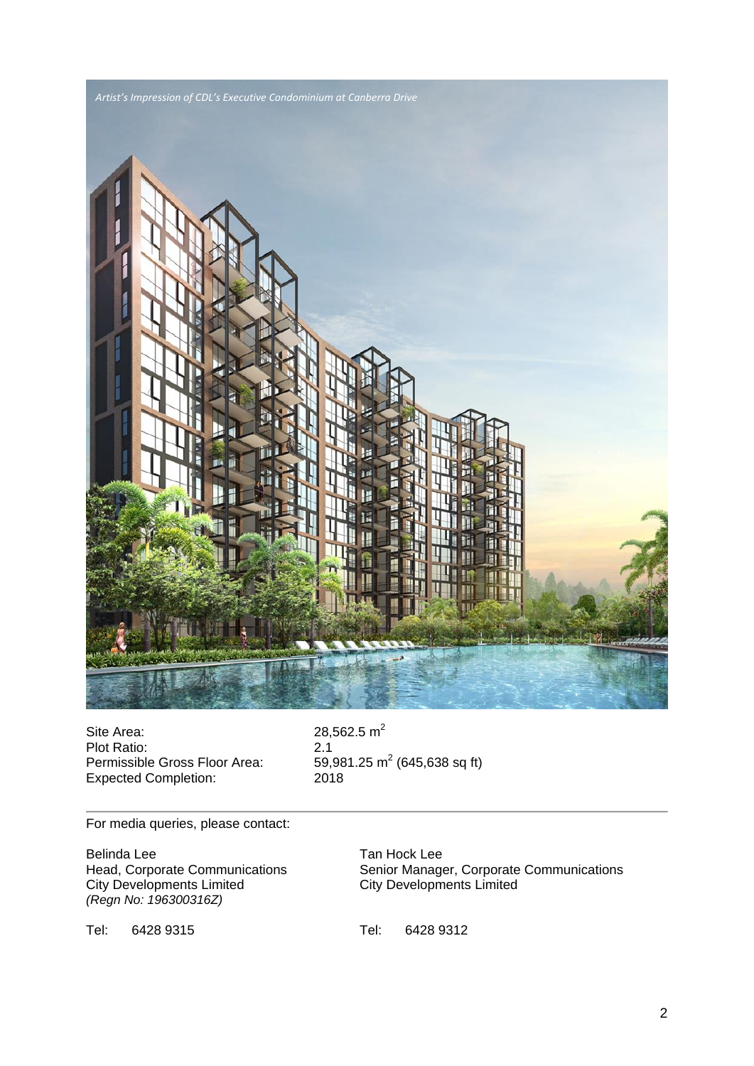*Artist's Impression of CDL's Executive Condominium at Canberra Drive*

| | |
|---|---|
| Site Area: | 28,562.5 $m^2$ |
| Plot Ratio: | 2.1 |
| Permissible Gross Floor Area: | 59,981.25 $m^2$ (645,638 sq ft) |
| Expected Completion: | 2018 |

---

For media queries, please contact:

Belinda Lee
Head, Corporate Communications
City Developments Limited
*(Regn No: 196300316Z)*

Tel: 6428 9315

Tan Hock Lee
Senior Manager, Corporate Communications
City Developments Limited

Tel: 6428 9312